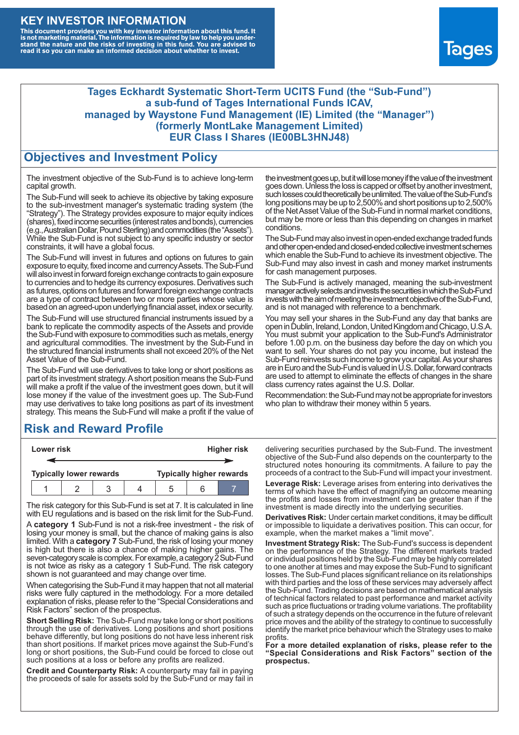# KEY INVESTOR INFORMATION

**This document provides you with key investor information about this fund. It is not marketing material. The information is required by law to help you understand the nature and the risks of investing in this fund. You are advised to read it so you can make an informed decision about whether to invest.**

Tages

## Tages Eckhardt Systematic Short-Term UCITS Fund (the "Sub-Fund") a sub-fund of Tages International Funds ICAV, managed by Waystone Fund Management (IE) Limited (the "Manager") (formerly MontLake Management Limited) EUR Class I Shares (IE00BL3HNJ48)

## Objectives and Investment Policy

The investment objective of the Sub-Fund is to achieve long-term capital growth.

The Sub-Fund will seek to achieve its objective by taking exposure to the sub-investment manager's systematic trading system (the "Strategy"). The Strategy provides exposure to major equity indices (shares), fixed income securities (interest rates and bonds), currencies (e.g., Australian Dollar, Pound Sterling) and commodities (the "Assets"). While the Sub-Fund is not subject to any specific industry or sector constraints, it will have a global focus.

The Sub-Fund will invest in futures and options on futures to gain exposure to equity, fixed income and currency Assets. The Sub-Fund will also invest in forward foreign exchange contracts to gain exposure to currencies and to hedge its currency exposures. Derivatives such as futures, options on futures and forward foreign exchange contracts are a type of contract between two or more parties whose value is based on an agreed-upon underlying financial asset, index or security.

The Sub-Fund will use structured financial instruments issued by a bank to replicate the commodity aspects of the Assets and provide the Sub-Fund with exposure to commodities such as metals, energy and agricultural commodities. The investment by the Sub-Fund in the structured financial instruments shall not exceed 20% of the Net Asset Value of the Sub-Fund.

The Sub-Fund will use derivatives to take long or short positions as part of its investment strategy. A short position means the Sub-Fund will make a profit if the value of the investment goes down, but it will lose money if the value of the investment goes up. The Sub-Fund may use derivatives to take long positions as part of its investment strategy. This means the Sub-Fund will make a profit if the value of the investment goes up, but it will lose money if the value of the investment goes down. Unless the loss is capped or offset by another investment, such losses could theoretically be unlimited. The value of the Sub-Fund's long positions may be up to 2,500% and short positions up to 2,500% of the Net Asset Value of the Sub-Fund in normal market conditions, but may be more or less than this depending on changes in market conditions.

The Sub-Fund may also invest in open-ended exchange traded funds and other open-ended and closed-ended collective investment schemes which enable the Sub-Fund to achieve its investment objective. The Sub-Fund may also invest in cash and money market instruments for cash management purposes.

The Sub-Fund is actively managed, meaning the sub-investment manager actively selects and invests the securities in which the Sub-Fund invests with the aim of meeting the investment objective of the Sub-Fund, and is not managed with reference to a benchmark.

You may sell your shares in the Sub-Fund any day that banks are open in Dublin, Ireland, London, United Kingdom and Chicago, U.S.A. You must submit your application to the Sub-Fund's Administrator before 1.00 p.m. on the business day before the day on which you want to sell. Your shares do not pay you income, but instead the Sub-Fund reinvests such income to grow your capital. As your shares are in Euro and the Sub-Fund is valued in U.S. Dollar, forward contracts are used to attempt to eliminate the effects of changes in the share class currency rates against the U.S. Dollar.

Recommendation: the Sub-Fund may not be appropriate for investors who plan to withdraw their money within 5 years.

## Risk and Reward Profile

| Lower risk | | | | | | Higher risk |
|---|---|---|---|---|---|---|
| Typically lower rewards | | | | | | Typically higher rewards |
| 1 | 2 | 3 | 4 | 5 | 6 | **7** |

The risk category for this Sub-Fund is set at 7. It is calculated in line with EU regulations and is based on the risk limit for the Sub-Fund.

A **category 1** Sub-Fund is not a risk-free investment - the risk of losing your money is small, but the chance of making gains is also limited. With a **category 7** Sub-Fund, the risk of losing your money is high but there is also a chance of making higher gains. The seven-category scale is complex. For example, a category 2 Sub-Fund is not twice as risky as a category 1 Sub-Fund. The risk category shown is not guaranteed and may change over time.

When categorising the Sub-Fund it may happen that not all material risks were fully captured in the methodology. For a more detailed explanation of risks, please refer to the "Special Considerations and Risk Factors" section of the prospectus.

**Short Selling Risk:** The Sub-Fund may take long or short positions through the use of derivatives. Long positions and short positions behave differently, but long positions do not have less inherent risk than short positions. If market prices move against the Sub-Fund's long or short positions, the Sub-Fund could be forced to close out such positions at a loss or before any profits are realized.

**Credit and Counterparty Risk:** A counterparty may fail in paying the proceeds of sale for assets sold by the Sub-Fund or may fail in delivering securities purchased by the Sub-Fund. The investment objective of the Sub-Fund also depends on the counterparty to the structured notes honouring its commitments. A failure to pay the proceeds of a contract to the Sub-Fund will impact your investment.

**Leverage Risk:** Leverage arises from entering into derivatives the terms of which have the effect of magnifying an outcome meaning the profits and losses from investment can be greater than if the investment is made directly into the underlying securities.

**Derivatives Risk:** Under certain market conditions, it may be difficult or impossible to liquidate a derivatives position. This can occur, for example, when the market makes a "limit move".

**Investment Strategy Risk:** The Sub-Fund's success is dependent on the performance of the Strategy. The different markets traded or individual positions held by the Sub-Fund may be highly correlated to one another at times and may expose the Sub-Fund to significant losses. The Sub-Fund places significant reliance on its relationships with third parties and the loss of these services may adversely affect the Sub-Fund. Trading decisions are based on mathematical analysis of technical factors related to past performance and market activity such as price fluctuations or trading volume variations. The profitability of such a strategy depends on the occurrence in the future of relevant price moves and the ability of the strategy to continue to successfully identify the market price behaviour which the Strategy uses to make profits.

**For a more detailed explanation of risks, please refer to the "Special Considerations and Risk Factors" section of the prospectus.**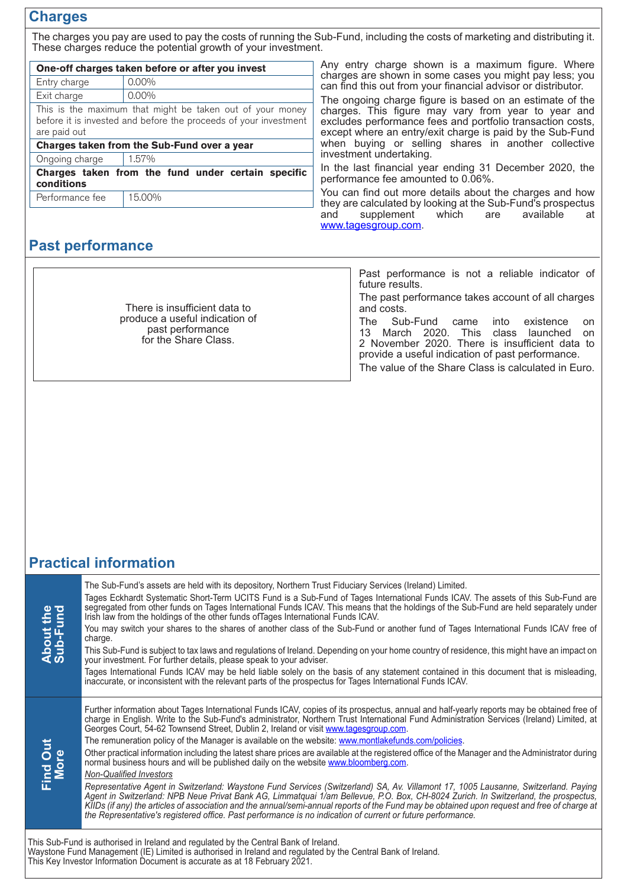## Charges

The charges you pay are used to pay the costs of running the Sub-Fund, including the costs of marketing and distributing it. These charges reduce the potential growth of your investment.

| **One-off charges taken before or after you invest** | |
|---|---|
| Entry charge | 0.00% |
| Exit charge | 0.00% |
| This is the maximum that might be taken out of your money before it is invested and before the proceeds of your investment are paid out | |
| **Charges taken from the Sub-Fund over a year** | |
| Ongoing charge | 1.57% |
| **Charges taken from the fund under certain specific conditions** | |
| Performance fee | 15.00% |

Any entry charge shown is a maximum figure. Where charges are shown in some cases you might pay less; you can find this out from your financial advisor or distributor.

The ongoing charge figure is based on an estimate of the charges. This figure may vary from year to year and excludes performance fees and portfolio transaction costs, except where an entry/exit charge is paid by the Sub-Fund when buying or selling shares in another collective investment undertaking.

In the last financial year ending 31 December 2020, the performance fee amounted to 0.06%.

You can find out more details about the charges and how they are calculated by looking at the Sub-Fund's prospectus and supplement which are available at www.tagesgroup.com.

## Past performance

There is insufficient data to produce a useful indication of past performance for the Share Class.

Past performance is not a reliable indicator of future results.

The past performance takes account of all charges and costs.

The Sub-Fund came into existence on 13 March 2020. This class launched on 2 November 2020. There is insufficient data to provide a useful indication of past performance.

The value of the Share Class is calculated in Euro.

## Practical information

### About the Sub-Fund

The Sub-Fund's assets are held with its depository, Northern Trust Fiduciary Services (Ireland) Limited.

Tages Eckhardt Systematic Short-Term UCITS Fund is a Sub-Fund of Tages International Funds ICAV. The assets of this Sub-Fund are segregated from other funds on Tages International Funds ICAV. This means that the holdings of the Sub-Fund are held separately under Irish law from the holdings of the other funds ofTages International Funds ICAV.

You may switch your shares to the shares of another class of the Sub-Fund or another fund of Tages International Funds ICAV free of charge.

This Sub-Fund is subject to tax laws and regulations of Ireland. Depending on your home country of residence, this might have an impact on your investment. For further details, please speak to your adviser.

Tages International Funds ICAV may be held liable solely on the basis of any statement contained in this document that is misleading, inaccurate, or inconsistent with the relevant parts of the prospectus for Tages International Funds ICAV.

### Find Out More

Further information about Tages International Funds ICAV, copies of its prospectus, annual and half-yearly reports may be obtained free of charge in English. Write to the Sub-Fund's administrator, Northern Trust International Fund Administration Services (Ireland) Limited, at Georges Court, 54-62 Townsend Street, Dublin 2, Ireland or visit www.tagesgroup.com.

The remuneration policy of the Manager is available on the website: www.montlakefunds.com/policies.

Other practical information including the latest share prices are available at the registered office of the Manager and the Administrator during normal business hours and will be published daily on the website www.bloomberg.com.

*Non-Qualified Investors*

*Representative Agent in Switzerland: Waystone Fund Services (Switzerland) SA, Av. Villamont 17, 1005 Lausanne, Switzerland. Paying Agent in Switzerland: NPB Neue Privat Bank AG, Limmatquai 1/am Bellevue, P.O. Box, CH-8024 Zurich. In Switzerland, the prospectus, KIIDs (if any) the articles of association and the annual/semi-annual reports of the Fund may be obtained upon request and free of charge at the Representative's registered office. Past performance is no indication of current or future performance.*

This Sub-Fund is authorised in Ireland and regulated by the Central Bank of Ireland.
Waystone Fund Management (IE) Limited is authorised in Ireland and regulated by the Central Bank of Ireland.
This Key Investor Information Document is accurate as at 18 February 2021.